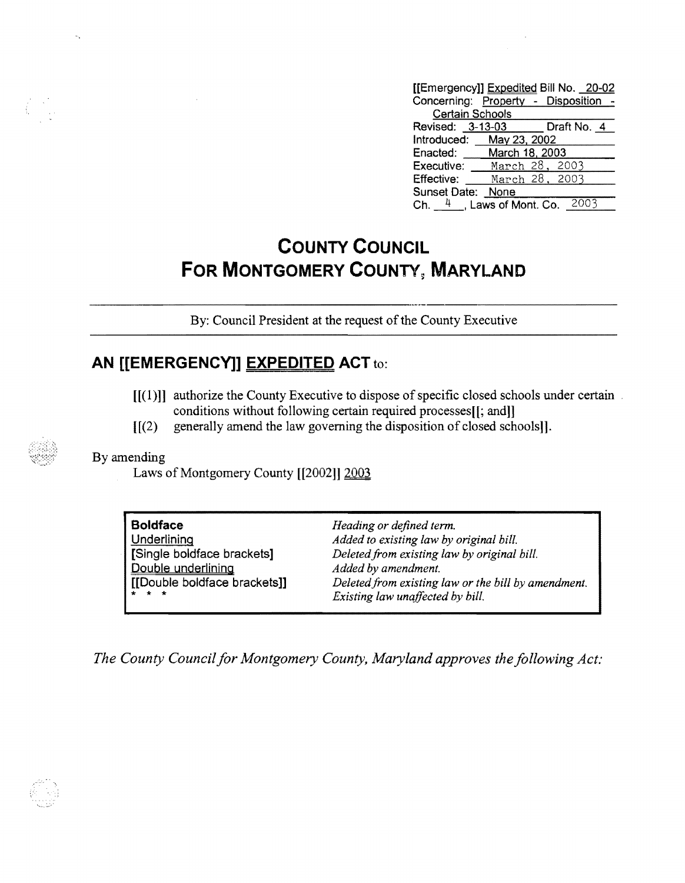[[Emergency]] Expedited Bill No. 20-02
Concerning: Property - Disposition - Certain Schools
Revised: 3-13-03 Draft No. 4
Introduced: May 23, 2002
Enacted: March 18, 2003
Executive: March 28, 2003
Effective: March 28, 2003
Sunset Date: None
Ch. 4, Laws of Mont. Co. 2003

# COUNTY COUNCIL FOR MONTGOMERY COUNTY, MARYLAND

By: Council President at the request of the County Executive

## AN [[EMERGENCY]] EXPEDITED ACT to:

[[(1)]] authorize the County Executive to dispose of specific closed schools under certain conditions without following certain required processes[[; and]]

[[(2) generally amend the law governing the disposition of closed schools]].

By amending

Laws of Montgomery County [[2002]] 2003

| | |
|---|---|
| **Boldface** | *Heading or defined term.* |
| Underlining | *Added to existing law by original bill.* |
| [Single boldface brackets] | *Deleted from existing law by original bill.* |
| Double underlining | *Added by amendment.* |
| [[Double boldface brackets]] | *Deleted from existing law or the bill by amendment.* |
| * * * | *Existing law unaffected by bill.* |

*The County Council for Montgomery County, Maryland approves the following Act:*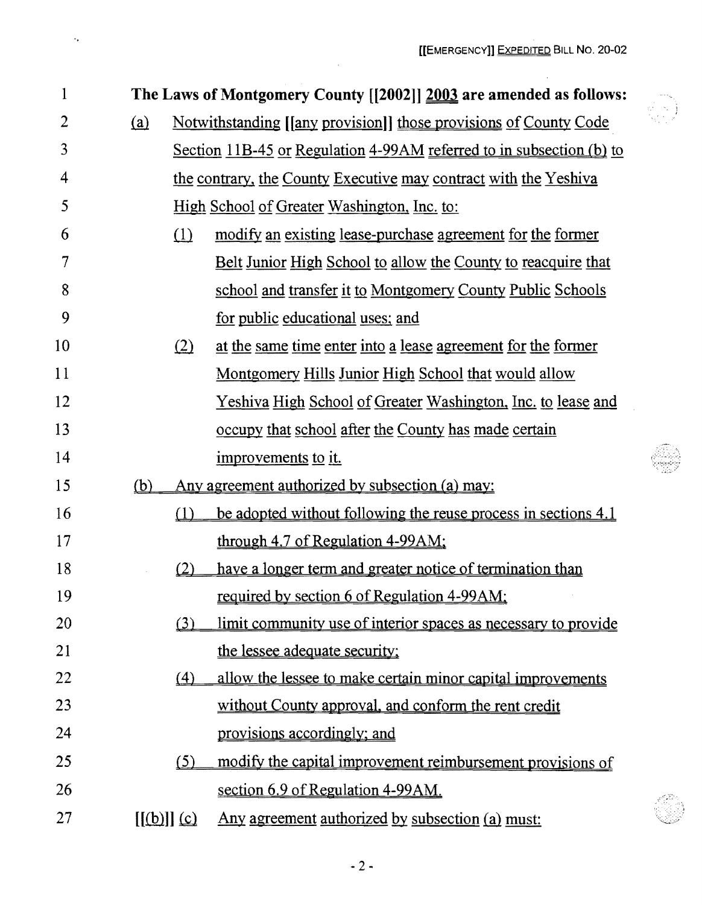**The Laws of Montgomery County [[2002]] 2003 are amended as follows:**

(a) Notwithstanding [[any provision]] those provisions of County Code Section 11B-45 or Regulation 4-99AM referred to in subsection (b) to the contrary, the County Executive may contract with the Yeshiva High School of Greater Washington, Inc. to:

(1) modify an existing lease-purchase agreement for the former Belt Junior High School to allow the County to reacquire that school and transfer it to Montgomery County Public Schools for public educational uses; and

(2) at the same time enter into a lease agreement for the former Montgomery Hills Junior High School that would allow Yeshiva High School of Greater Washington, Inc. to lease and occupy that school after the County has made certain improvements to it.

(b) Any agreement authorized by subsection (a) may:

(1) be adopted without following the reuse process in sections 4.1 through 4.7 of Regulation 4-99AM;

(2) have a longer term and greater notice of termination than required by section 6 of Regulation 4-99AM;

(3) limit community use of interior spaces as necessary to provide the lessee adequate security;

(4) allow the lessee to make certain minor capital improvements without County approval, and conform the rent credit provisions accordingly; and

(5) modify the capital improvement reimbursement provisions of section 6.9 of Regulation 4-99AM.

[[(b)]] (c) Any agreement authorized by subsection (a) must: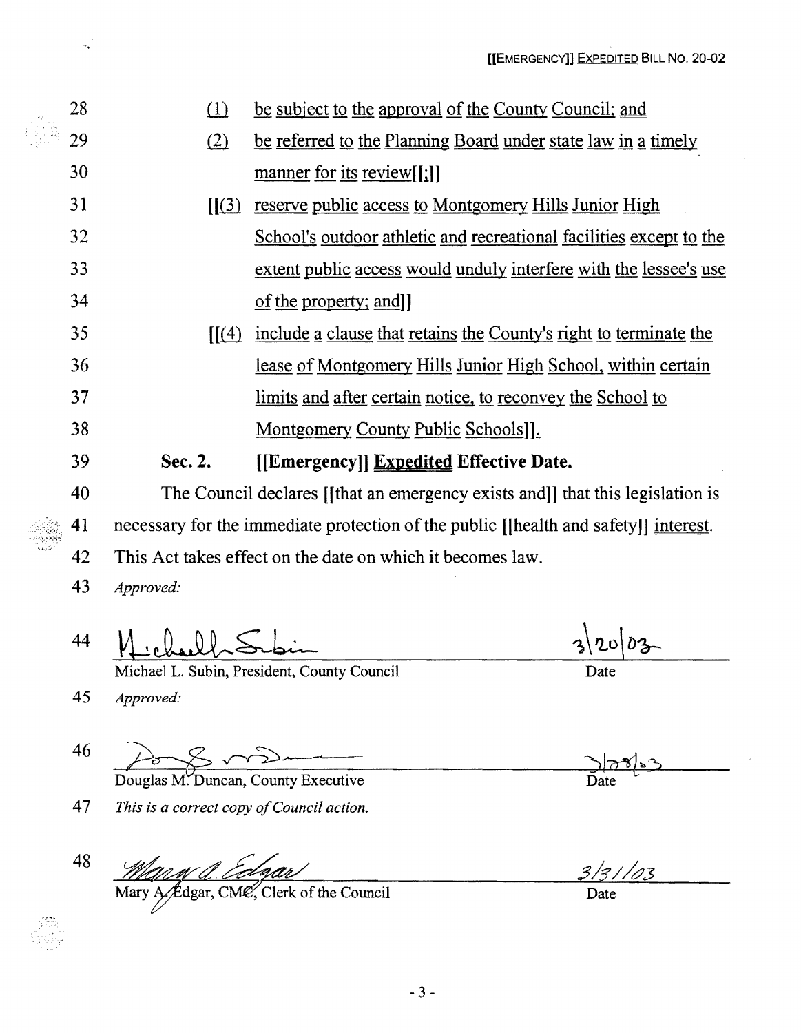28 (1) be subject to the approval of the County Council; and

29 (2) be referred to the Planning Board under state law in a timely

30 manner for its review[[;]]

31 [[(3) reserve public access to Montgomery Hills Junior High

32 School's outdoor athletic and recreational facilities except to the

33 extent public access would unduly interfere with the lessee's use

34 of the property; and]]

35 [[(4) include a clause that retains the County's right to terminate the

36 lease of Montgomery Hills Junior High School, within certain

37 limits and after certain notice, to reconvey the School to

38 Montgomery County Public Schools]].

39 **Sec. 2. [[Emergency]] Expedited Effective Date.**

40 The Council declares [[that an emergency exists and]] that this legislation is

41 necessary for the immediate protection of the public [[health and safety]] interest.

42 This Act takes effect on the date on which it becomes law.

43 *Approved:*

44 Michael L. Subin — 3/20/03

Michael L. Subin, President, County Council — Date

45 *Approved:*

46 Douglas M. Duncan — 3/28/03

Douglas M. Duncan, County Executive — Date

47 *This is a correct copy of Council action.*

48 Mary A. Edgar — 3/31/03

Mary A. Edgar, CMC, Clerk of the Council — Date